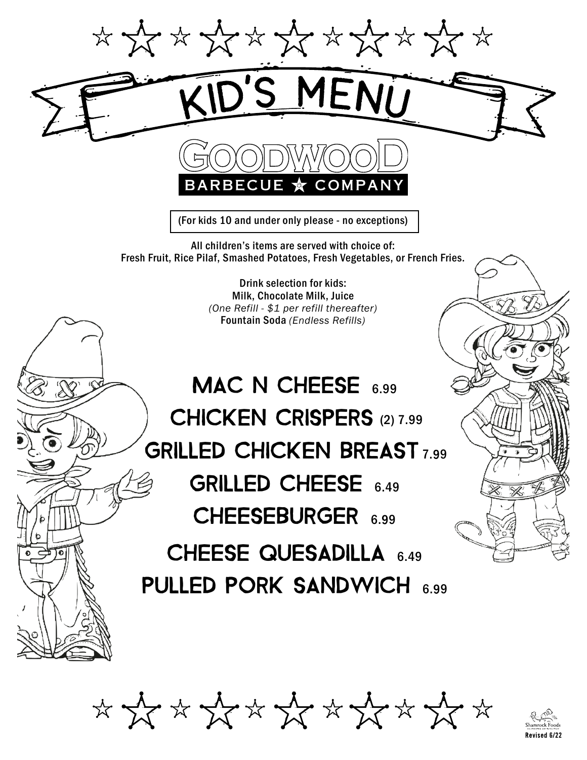# KID'S MENU

## GOODWOOD BARBECUE ★ COMPANY

(For kids 10 and under only please - no exceptions)

All children's items are served with choice of:
Fresh Fruit, Rice Pilaf, Smashed Potatoes, Fresh Vegetables, or French Fries.

Drink selection for kids:
Milk, Chocolate Milk, Juice
*(One Refill - $1 per refill thereafter)*
Fountain Soda *(Endless Refills)*

MAC N CHEESE 6.99

CHICKEN CRISPERS (2) 7.99

GRILLED CHICKEN BREAST 7.99

GRILLED CHEESE 6.49

CHEESEBURGER 6.99

CHEESE QUESADILLA 6.49

PULLED PORK SANDWICH 6.99

Shamrock Foods
Revised 6/22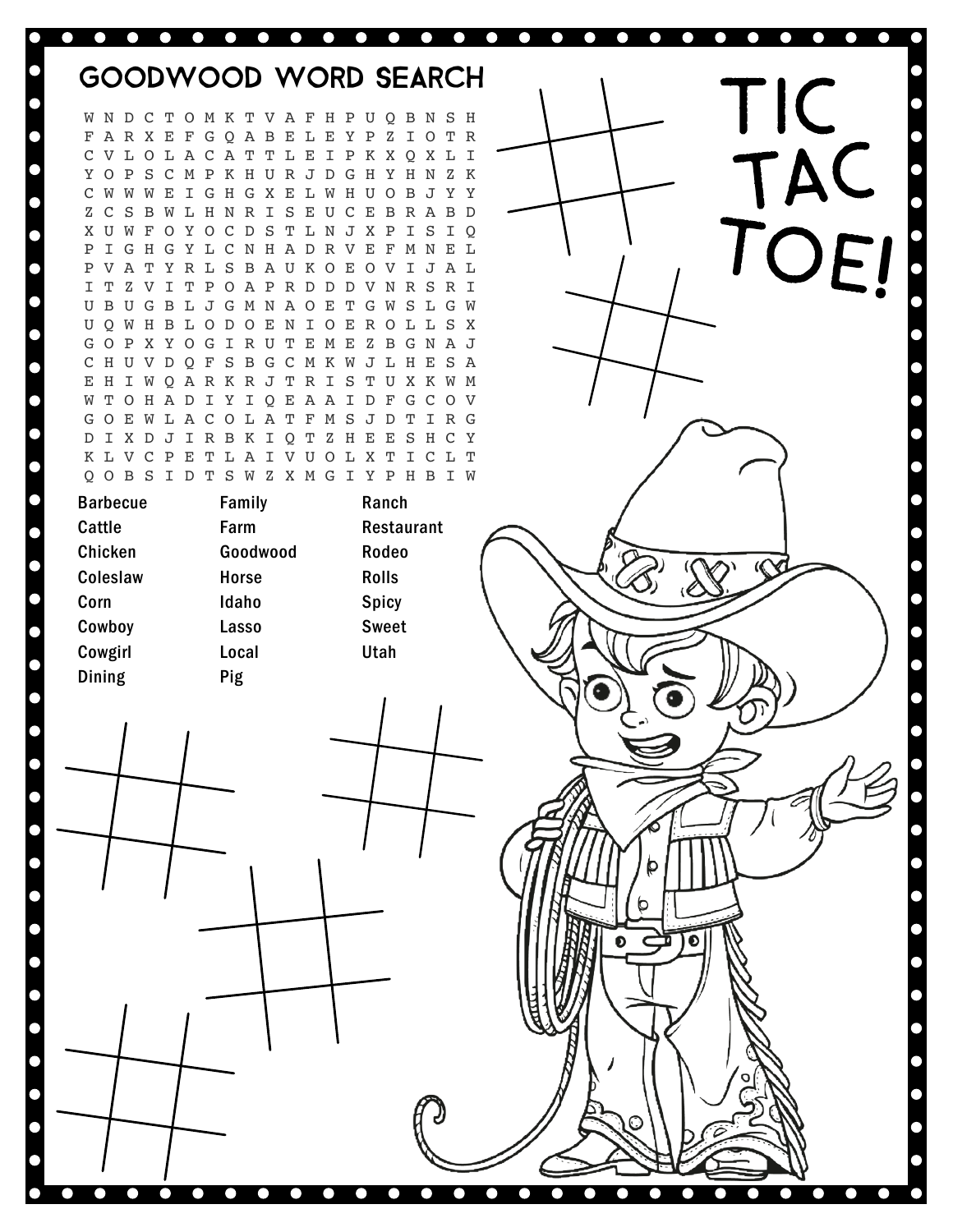# GOODWOOD WORD SEARCH

```
W N D C T O M K T V A F H P U Q B N S H
F A R X E F G Q A B E L E Y P Z I O T R
C V L O L A C A T T L E I P K X Q X L I
Y O P S C M P K H U R J D G H Y H N Z K
C W W W E I G H G X E L W H U O B J Y Y
Z C S B W L H N R I S E U C E B R A B D
X U W F O Y O C D S T L N J X P I S I Q
P I G H G Y L C N H A D R V E F M N E L
P V A T Y R L S B A U K O E O V I J A L
I T Z V I T P O A P R D D D V N R S R I
U B U G B L J G M N A O E T G W S L G W
U Q W H B L O D O E N I O E R O L L S X
G O P X Y O G I R U T E M E Z B G N A J
C H U V D Q F S B G C M K W J L H E S A
E H I W Q A R K R J T R I S T U X K W M
W T O H A D I Y I Q E A A I D F G C O V
G O E W L A C O L A T F M S J D T I R G
D I X D J I R B K I Q T Z H E E S H C Y
K L V C P E T L A I V U O L X T I C L T
Q O B S I D T S W Z X M G I Y P H B I W
```

| | | |
|---|---|---|
| Barbecue | Family | Ranch |
| Cattle | Farm | Restaurant |
| Chicken | Goodwood | Rodeo |
| Coleslaw | Horse | Rolls |
| Corn | Idaho | Spicy |
| Cowboy | Lasso | Sweet |
| Cowgirl | Local | Utah |
| Dining | Pig | |

# TIC TAC TOE!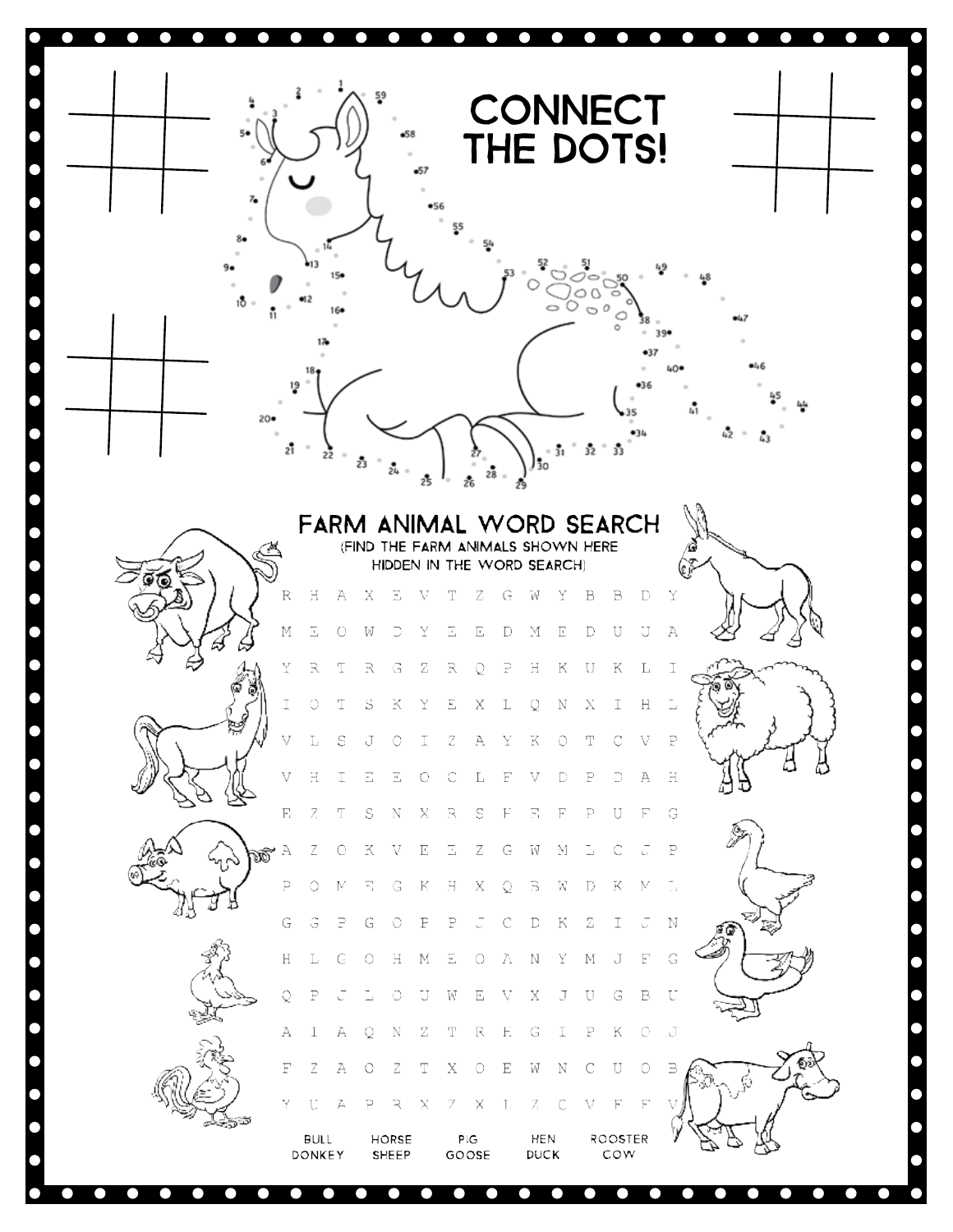# CONNECT THE DOTS!

## FARM ANIMAL WORD SEARCH

(FIND THE FARM ANIMALS SHOWN HERE HIDDEN IN THE WORD SEARCH)

```
R H A X E V T Z G W Y B B D Y
M E O W D Y E E D M E D U U A
Y R T R G Z R Q P H K U K L I
I O T S K Y E X L Q N X I H L
V L S J O I Z A Y K O T C V P
V H I E E O C L F V D P D A H
E Z T S N X R S H E F P U F G
A Z O K V E E Z G W M L C J P
P O M E G K H X Q B W D K M L
G G P G O P P J C D K Z I J N
H L G O H M E O A N Y M J F G
Q P J L O U W E V X J U G B U
A I A Q N Z T R H G I P K O J
F Z A O Z T X O E W N C U O B
Y U A P R X Z X L Z C V F F V
```

| | | | | |
|---|---|---|---|---|
| BULL | HORSE | PIG | HEN | ROOSTER |
| DONKEY | SHEEP | GOOSE | DUCK | COW |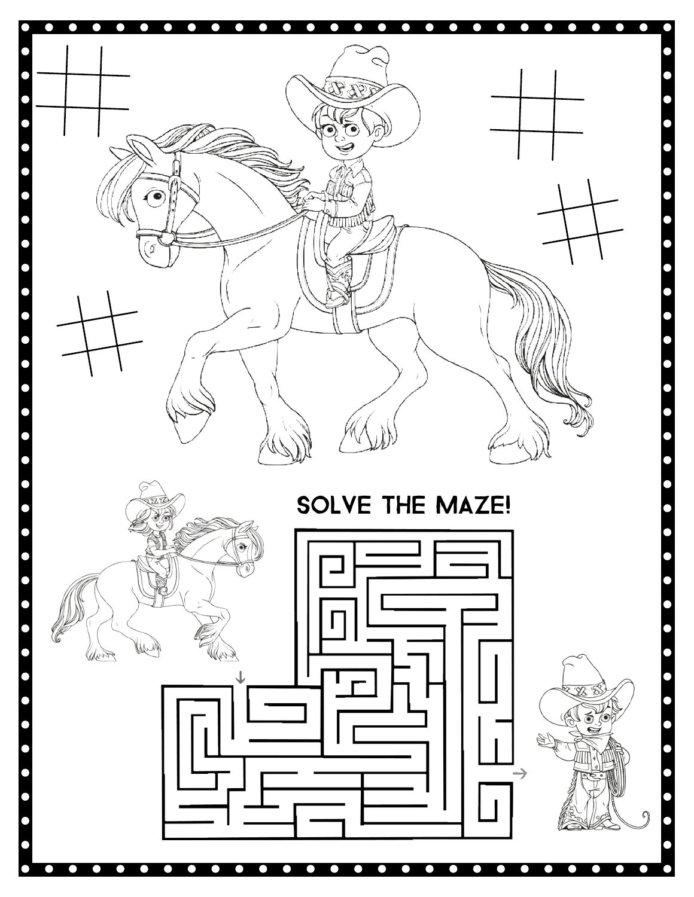## SOLVE THE MAZE!